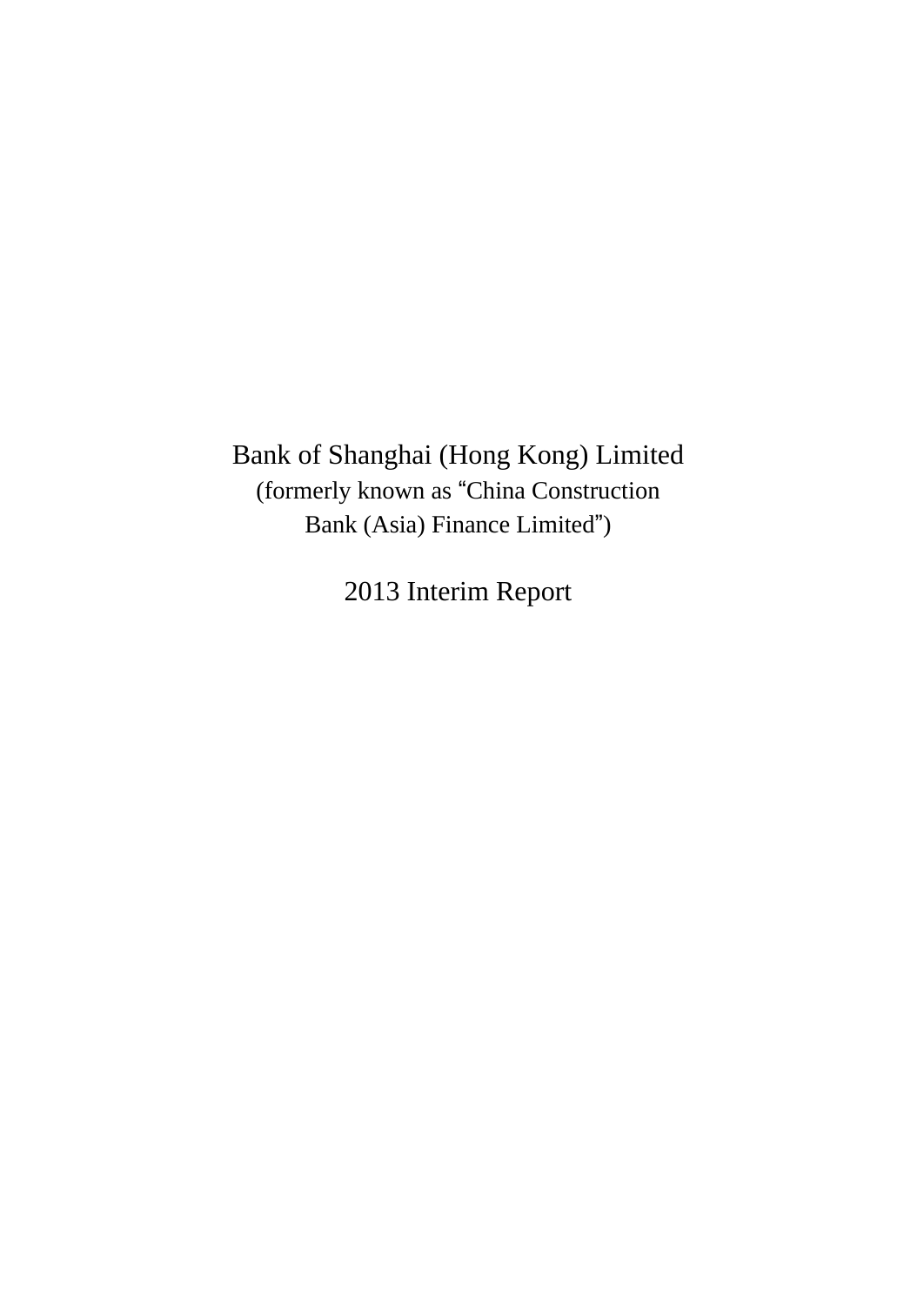# Bank of Shanghai (Hong Kong) Limited

(formerly known as “China Construction Bank (Asia) Finance Limited”)

## 2013 Interim Report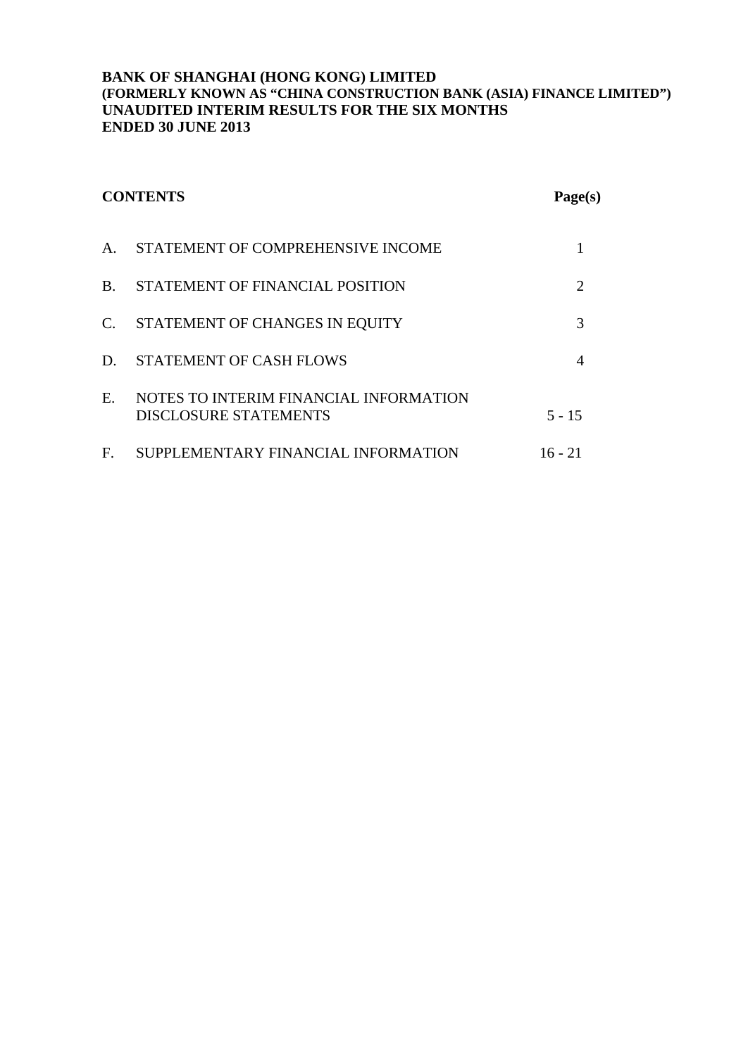**BANK OF SHANGHAI (HONG KONG) LIMITED**
**(FORMERLY KNOWN AS "CHINA CONSTRUCTION BANK (ASIA) FINANCE LIMITED")**
**UNAUDITED INTERIM RESULTS FOR THE SIX MONTHS**
**ENDED 30 JUNE 2013**

| | **CONTENTS** | **Page(s)** |
|---|---|---|
| A. | STATEMENT OF COMPREHENSIVE INCOME | 1 |
| B. | STATEMENT OF FINANCIAL POSITION | 2 |
| C. | STATEMENT OF CHANGES IN EQUITY | 3 |
| D. | STATEMENT OF CASH FLOWS | 4 |
| E. | NOTES TO INTERIM FINANCIAL INFORMATION DISCLOSURE STATEMENTS | 5 - 15 |
| F. | SUPPLEMENTARY FINANCIAL INFORMATION | 16 - 21 |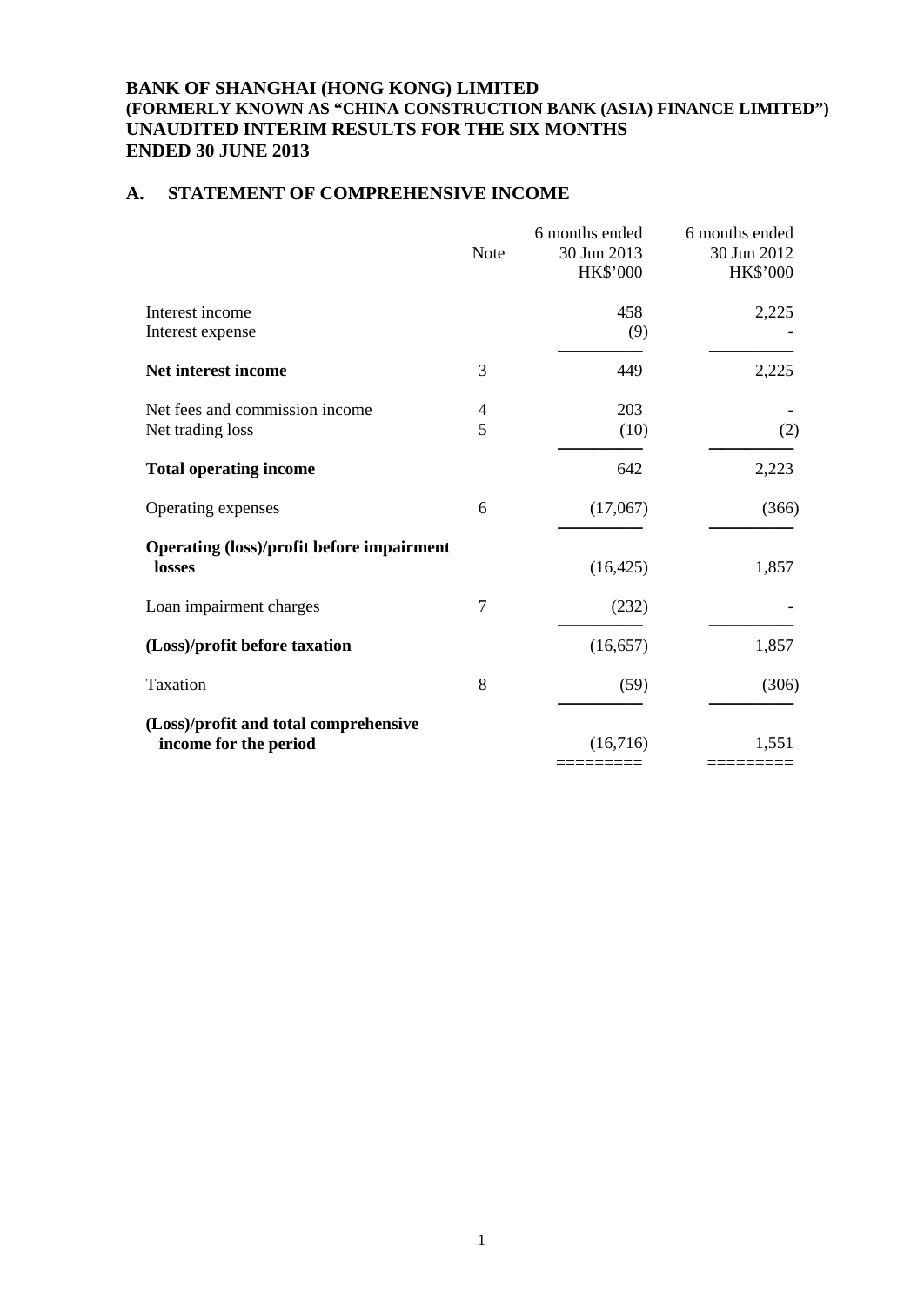**BANK OF SHANGHAI (HONG KONG) LIMITED**
**(FORMERLY KNOWN AS "CHINA CONSTRUCTION BANK (ASIA) FINANCE LIMITED")**
**UNAUDITED INTERIM RESULTS FOR THE SIX MONTHS**
**ENDED 30 JUNE 2013**

## A. STATEMENT OF COMPREHENSIVE INCOME

| | Note | 6 months ended 30 Jun 2013 HK$'000 | 6 months ended 30 Jun 2012 HK$'000 |
|---|---|---|---|
| Interest income | | 458 | 2,225 |
| Interest expense | | (9) | - |
| **Net interest income** | 3 | 449 | 2,225 |
| Net fees and commission income | 4 | 203 | - |
| Net trading loss | 5 | (10) | (2) |
| **Total operating income** | | 642 | 2,223 |
| Operating expenses | 6 | (17,067) | (366) |
| **Operating (loss)/profit before impairment losses** | | (16,425) | 1,857 |
| Loan impairment charges | 7 | (232) | - |
| **(Loss)/profit before taxation** | | (16,657) | 1,857 |
| Taxation | 8 | (59) | (306) |
| **(Loss)/profit and total comprehensive income for the period** | | (16,716) | 1,551 |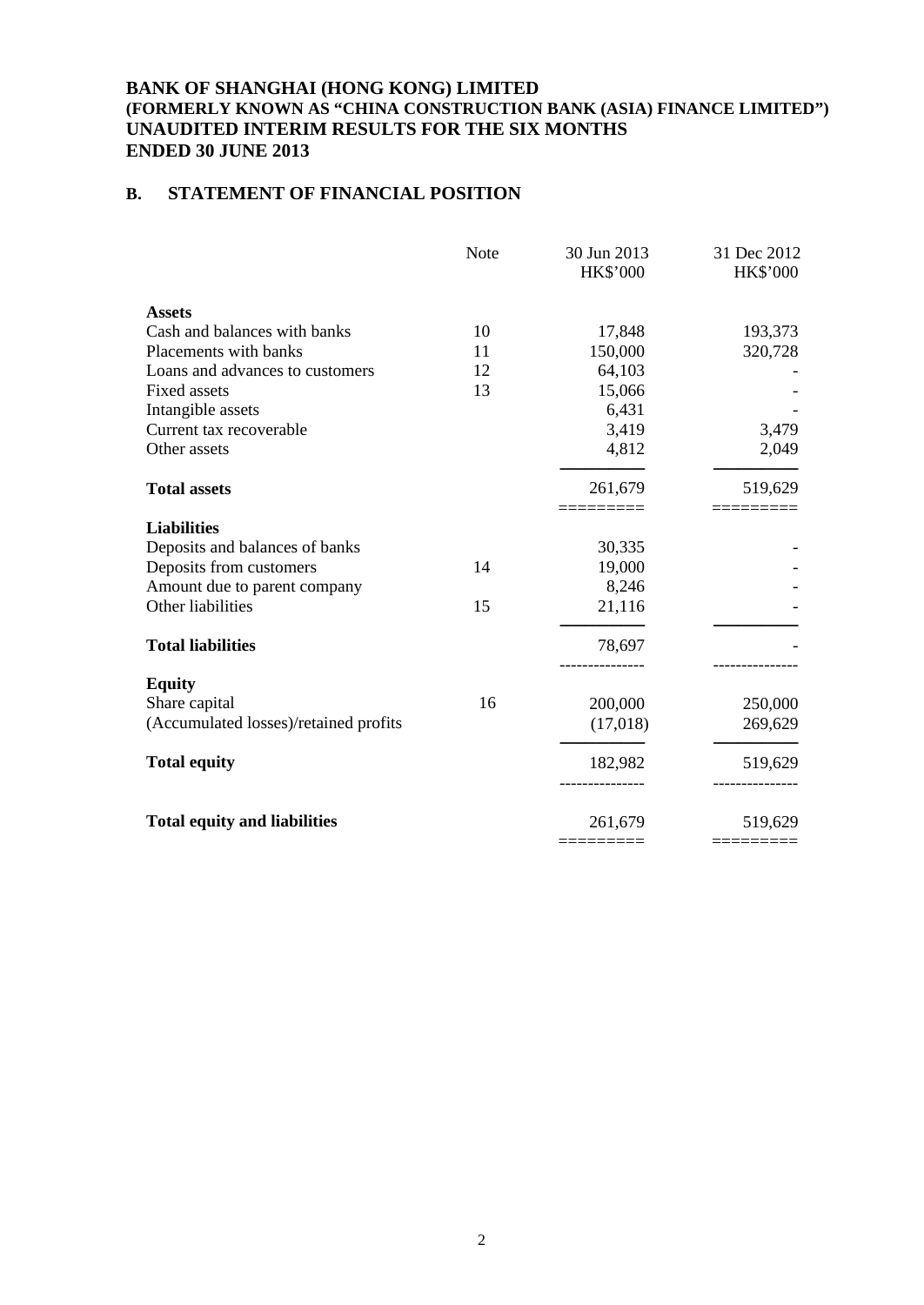**BANK OF SHANGHAI (HONG KONG) LIMITED**
**(FORMERLY KNOWN AS "CHINA CONSTRUCTION BANK (ASIA) FINANCE LIMITED")**
**UNAUDITED INTERIM RESULTS FOR THE SIX MONTHS ENDED 30 JUNE 2013**

## B. STATEMENT OF FINANCIAL POSITION

| | Note | 30 Jun 2013 HK$'000 | 31 Dec 2012 HK$'000 |
|---|---|---|---|
| **Assets** | | | |
| Cash and balances with banks | 10 | 17,848 | 193,373 |
| Placements with banks | 11 | 150,000 | 320,728 |
| Loans and advances to customers | 12 | 64,103 | - |
| Fixed assets | 13 | 15,066 | - |
| Intangible assets | | 6,431 | - |
| Current tax recoverable | | 3,419 | 3,479 |
| Other assets | | 4,812 | 2,049 |
| **Total assets** | | 261,679 | 519,629 |
| **Liabilities** | | | |
| Deposits and balances of banks | | 30,335 | - |
| Deposits from customers | 14 | 19,000 | - |
| Amount due to parent company | | 8,246 | - |
| Other liabilities | 15 | 21,116 | - |
| **Total liabilities** | | 78,697 | - |
| **Equity** | | | |
| Share capital | 16 | 200,000 | 250,000 |
| (Accumulated losses)/retained profits | | (17,018) | 269,629 |
| **Total equity** | | 182,982 | 519,629 |
| **Total equity and liabilities** | | 261,679 | 519,629 |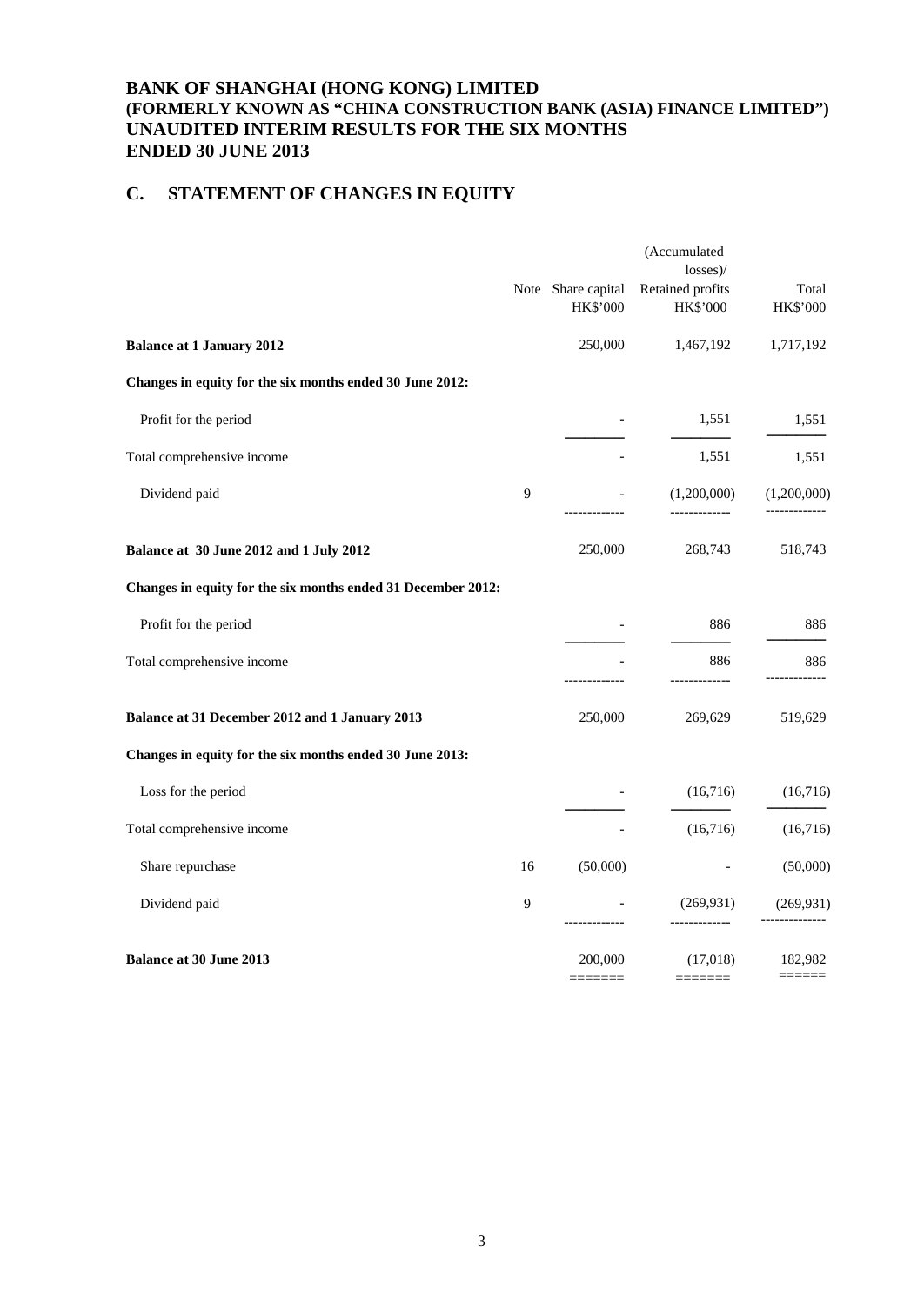# BANK OF SHANGHAI (HONG KONG) LIMITED
# (FORMERLY KNOWN AS "CHINA CONSTRUCTION BANK (ASIA) FINANCE LIMITED")
# UNAUDITED INTERIM RESULTS FOR THE SIX MONTHS ENDED 30 JUNE 2013

## C. STATEMENT OF CHANGES IN EQUITY

| | Note | Share capital HK$'000 | (Accumulated losses)/ Retained profits HK$'000 | Total HK$'000 |
|---|---|---|---|---|
| **Balance at 1 January 2012** | | 250,000 | 1,467,192 | 1,717,192 |
| **Changes in equity for the six months ended 30 June 2012:** | | | | |
| Profit for the period | | - | 1,551 | 1,551 |
| Total comprehensive income | | - | 1,551 | 1,551 |
| Dividend paid | 9 | - | (1,200,000) | (1,200,000) |
| **Balance at 30 June 2012 and 1 July 2012** | | 250,000 | 268,743 | 518,743 |
| **Changes in equity for the six months ended 31 December 2012:** | | | | |
| Profit for the period | | - | 886 | 886 |
| Total comprehensive income | | - | 886 | 886 |
| **Balance at 31 December 2012 and 1 January 2013** | | 250,000 | 269,629 | 519,629 |
| **Changes in equity for the six months ended 30 June 2013:** | | | | |
| Loss for the period | | - | (16,716) | (16,716) |
| Total comprehensive income | | - | (16,716) | (16,716) |
| Share repurchase | 16 | (50,000) | - | (50,000) |
| Dividend paid | 9 | - | (269,931) | (269,931) |
| **Balance at 30 June 2013** | | 200,000 | (17,018) | 182,982 |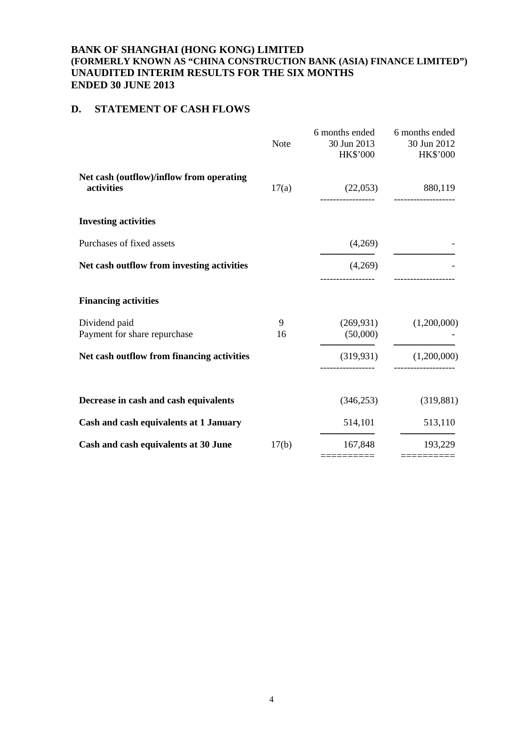**BANK OF SHANGHAI (HONG KONG) LIMITED**
**(FORMERLY KNOWN AS "CHINA CONSTRUCTION BANK (ASIA) FINANCE LIMITED")**
**UNAUDITED INTERIM RESULTS FOR THE SIX MONTHS**
**ENDED 30 JUNE 2013**

## D. STATEMENT OF CASH FLOWS

| | Note | 6 months ended 30 Jun 2013 HK$'000 | 6 months ended 30 Jun 2012 HK$'000 |
|---|---|---|---|
| **Net cash (outflow)/inflow from operating activities** | 17(a) | (22,053) | 880,119 |
| **Investing activities** | | | |
| Purchases of fixed assets | | (4,269) | - |
| **Net cash outflow from investing activities** | | (4,269) | - |
| **Financing activities** | | | |
| Dividend paid | 9 | (269,931) | (1,200,000) |
| Payment for share repurchase | 16 | (50,000) | - |
| **Net cash outflow from financing activities** | | (319,931) | (1,200,000) |
| **Decrease in cash and cash equivalents** | | (346,253) | (319,881) |
| **Cash and cash equivalents at 1 January** | | 514,101 | 513,110 |
| **Cash and cash equivalents at 30 June** | 17(b) | 167,848 | 193,229 |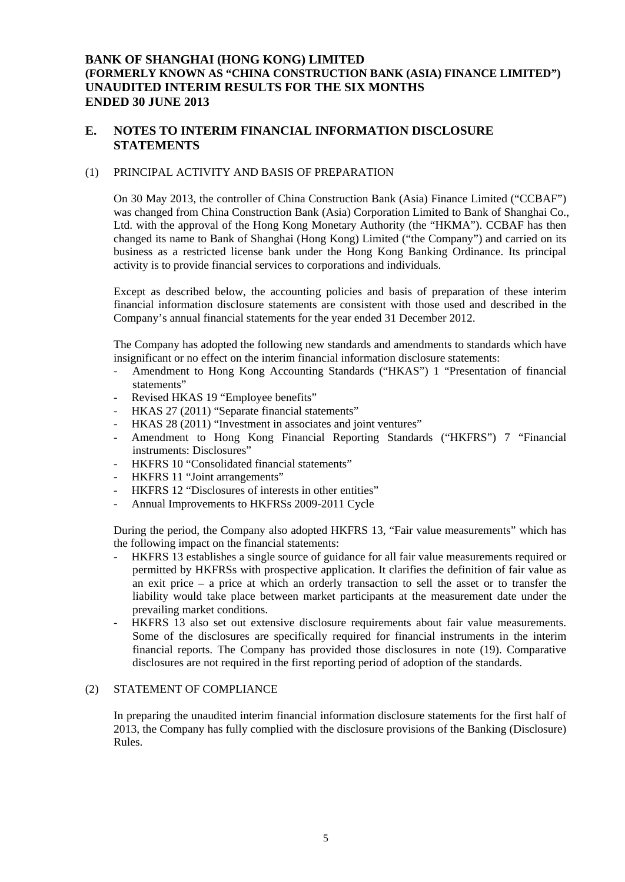**BANK OF SHANGHAI (HONG KONG) LIMITED**
**(FORMERLY KNOWN AS "CHINA CONSTRUCTION BANK (ASIA) FINANCE LIMITED")**
**UNAUDITED INTERIM RESULTS FOR THE SIX MONTHS**
**ENDED 30 JUNE 2013**

## E. NOTES TO INTERIM FINANCIAL INFORMATION DISCLOSURE STATEMENTS

### (1) PRINCIPAL ACTIVITY AND BASIS OF PREPARATION

On 30 May 2013, the controller of China Construction Bank (Asia) Finance Limited ("CCBAF") was changed from China Construction Bank (Asia) Corporation Limited to Bank of Shanghai Co., Ltd. with the approval of the Hong Kong Monetary Authority (the "HKMA"). CCBAF has then changed its name to Bank of Shanghai (Hong Kong) Limited ("the Company") and carried on its business as a restricted license bank under the Hong Kong Banking Ordinance. Its principal activity is to provide financial services to corporations and individuals.

Except as described below, the accounting policies and basis of preparation of these interim financial information disclosure statements are consistent with those used and described in the Company's annual financial statements for the year ended 31 December 2012.

The Company has adopted the following new standards and amendments to standards which have insignificant or no effect on the interim financial information disclosure statements:

- Amendment to Hong Kong Accounting Standards ("HKAS") 1 "Presentation of financial statements"
- Revised HKAS 19 "Employee benefits"
- HKAS 27 (2011) "Separate financial statements"
- HKAS 28 (2011) "Investment in associates and joint ventures"
- Amendment to Hong Kong Financial Reporting Standards ("HKFRS") 7 "Financial instruments: Disclosures"
- HKFRS 10 "Consolidated financial statements"
- HKFRS 11 "Joint arrangements"
- HKFRS 12 "Disclosures of interests in other entities"
- Annual Improvements to HKFRSs 2009-2011 Cycle

During the period, the Company also adopted HKFRS 13, "Fair value measurements" which has the following impact on the financial statements:

- HKFRS 13 establishes a single source of guidance for all fair value measurements required or permitted by HKFRSs with prospective application. It clarifies the definition of fair value as an exit price – a price at which an orderly transaction to sell the asset or to transfer the liability would take place between market participants at the measurement date under the prevailing market conditions.
- HKFRS 13 also set out extensive disclosure requirements about fair value measurements. Some of the disclosures are specifically required for financial instruments in the interim financial reports. The Company has provided those disclosures in note (19). Comparative disclosures are not required in the first reporting period of adoption of the standards.

### (2) STATEMENT OF COMPLIANCE

In preparing the unaudited interim financial information disclosure statements for the first half of 2013, the Company has fully complied with the disclosure provisions of the Banking (Disclosure) Rules.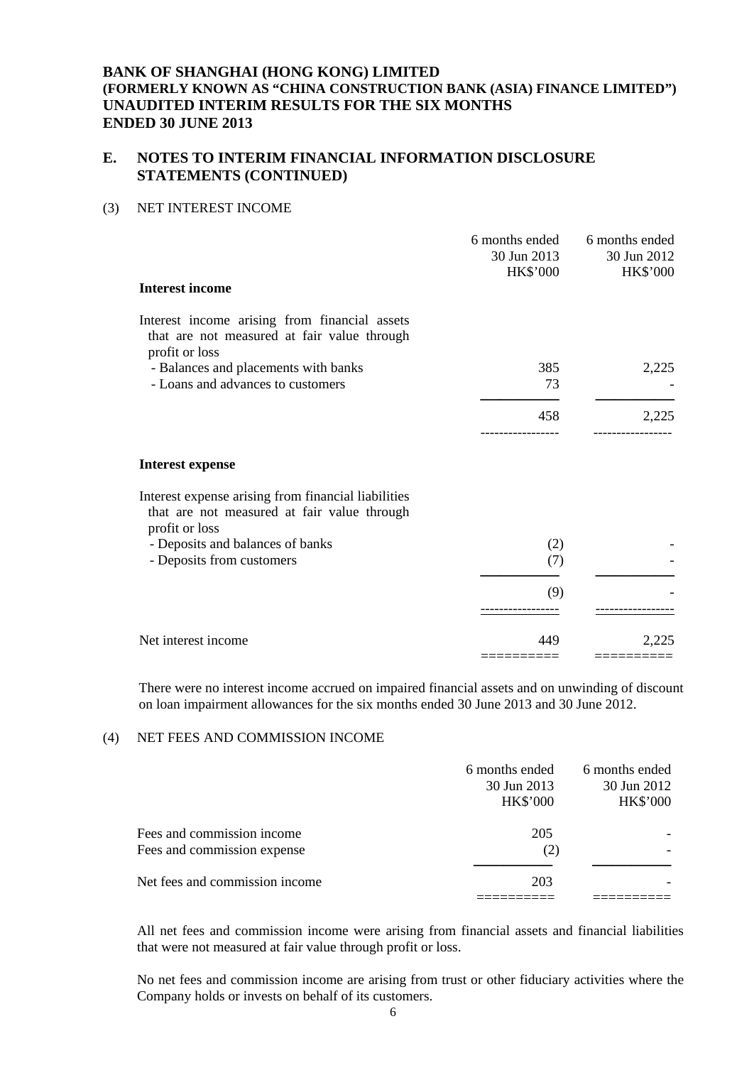**BANK OF SHANGHAI (HONG KONG) LIMITED**
**(FORMERLY KNOWN AS "CHINA CONSTRUCTION BANK (ASIA) FINANCE LIMITED")**
**UNAUDITED INTERIM RESULTS FOR THE SIX MONTHS ENDED 30 JUNE 2013**

## E. NOTES TO INTERIM FINANCIAL INFORMATION DISCLOSURE STATEMENTS (CONTINUED)

### (3) NET INTEREST INCOME

| | 6 months ended 30 Jun 2013 HK$'000 | 6 months ended 30 Jun 2012 HK$'000 |
|---|---|---|
| **Interest income** | | |
| Interest income arising from financial assets that are not measured at fair value through profit or loss | | |
| - Balances and placements with banks | 385 | 2,225 |
| - Loans and advances to customers | 73 | - |
| | 458 | 2,225 |
| **Interest expense** | | |
| Interest expense arising from financial liabilities that are not measured at fair value through profit or loss | | |
| - Deposits and balances of banks | (2) | - |
| - Deposits from customers | (7) | - |
| | (9) | - |
| Net interest income | 449 | 2,225 |

There were no interest income accrued on impaired financial assets and on unwinding of discount on loan impairment allowances for the six months ended 30 June 2013 and 30 June 2012.

### (4) NET FEES AND COMMISSION INCOME

| | 6 months ended 30 Jun 2013 HK$'000 | 6 months ended 30 Jun 2012 HK$'000 |
|---|---|---|
| Fees and commission income | 205 | - |
| Fees and commission expense | (2) | - |
| Net fees and commission income | 203 | - |

All net fees and commission income were arising from financial assets and financial liabilities that were not measured at fair value through profit or loss.

No net fees and commission income are arising from trust or other fiduciary activities where the Company holds or invests on behalf of its customers.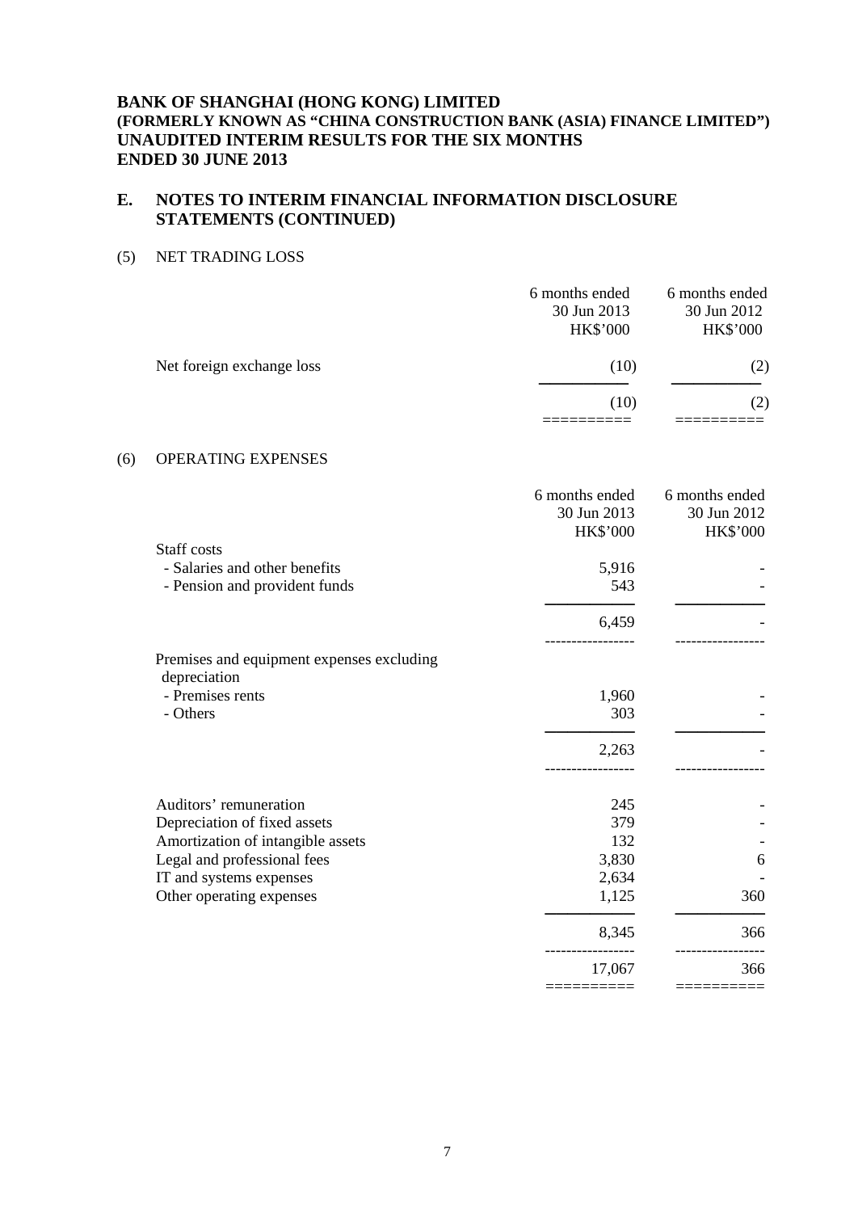**BANK OF SHANGHAI (HONG KONG) LIMITED**
**(FORMERLY KNOWN AS "CHINA CONSTRUCTION BANK (ASIA) FINANCE LIMITED")**
**UNAUDITED INTERIM RESULTS FOR THE SIX MONTHS**
**ENDED 30 JUNE 2013**

## E. NOTES TO INTERIM FINANCIAL INFORMATION DISCLOSURE STATEMENTS (CONTINUED)

### (5) NET TRADING LOSS

| | 6 months ended 30 Jun 2013 HK$'000 | 6 months ended 30 Jun 2012 HK$'000 |
|---|---|---|
| Net foreign exchange loss | (10) | (2) |
| | (10) | (2) |

### (6) OPERATING EXPENSES

| | 6 months ended 30 Jun 2013 HK$'000 | 6 months ended 30 Jun 2012 HK$'000 |
|---|---|---|
| Staff costs | | |
| - Salaries and other benefits | 5,916 | - |
| - Pension and provident funds | 543 | - |
| | 6,459 | - |
| Premises and equipment expenses excluding depreciation | | |
| - Premises rents | 1,960 | - |
| - Others | 303 | - |
| | 2,263 | - |
| Auditors' remuneration | 245 | - |
| Depreciation of fixed assets | 379 | - |
| Amortization of intangible assets | 132 | - |
| Legal and professional fees | 3,830 | 6 |
| IT and systems expenses | 2,634 | - |
| Other operating expenses | 1,125 | 360 |
| | 8,345 | 366 |
| | 17,067 | 366 |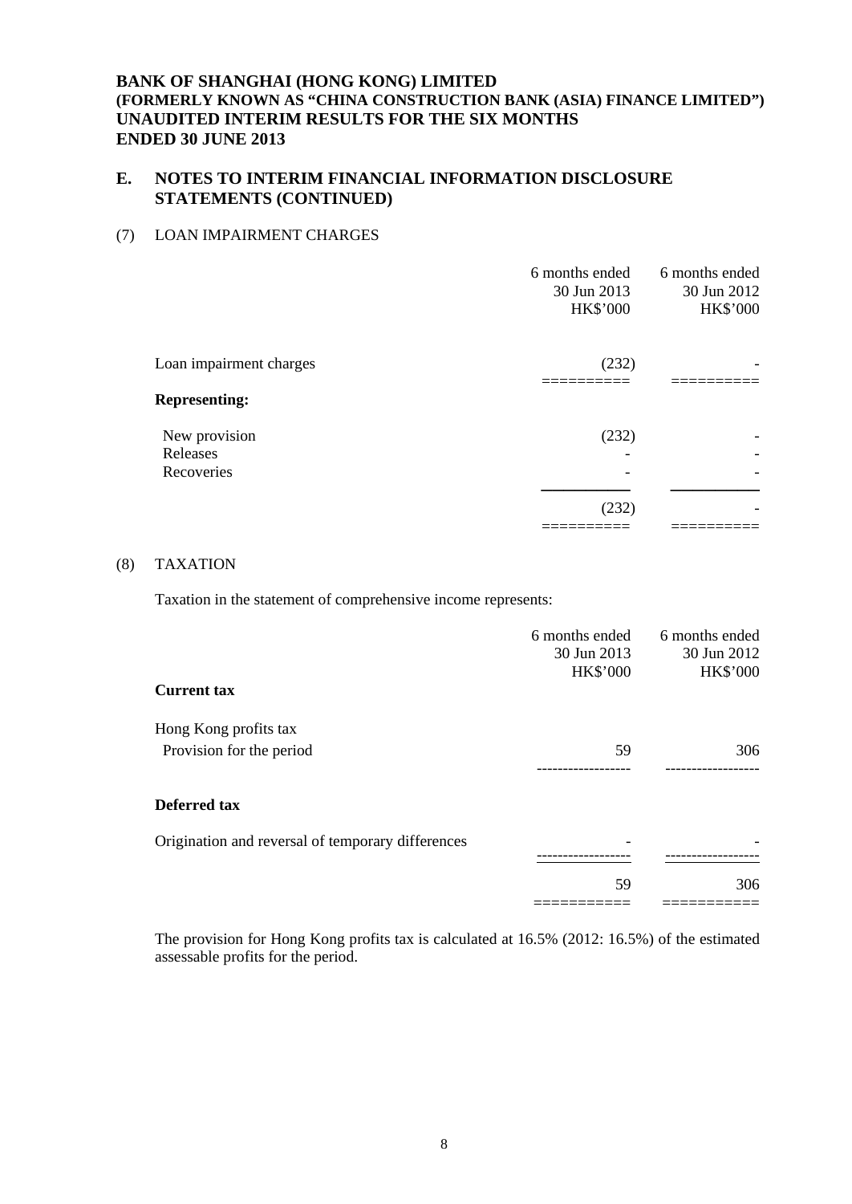**BANK OF SHANGHAI (HONG KONG) LIMITED**
**(FORMERLY KNOWN AS "CHINA CONSTRUCTION BANK (ASIA) FINANCE LIMITED")**
**UNAUDITED INTERIM RESULTS FOR THE SIX MONTHS ENDED 30 JUNE 2013**

## E. NOTES TO INTERIM FINANCIAL INFORMATION DISCLOSURE STATEMENTS (CONTINUED)

### (7) LOAN IMPAIRMENT CHARGES

| | 6 months ended 30 Jun 2013 HK$'000 | 6 months ended 30 Jun 2012 HK$'000 |
|---|---|---|
| Loan impairment charges | (232) | - |
| **Representing:** | | |
| New provision | (232) | - |
| Releases | - | - |
| Recoveries | - | - |
| | (232) | - |

### (8) TAXATION

Taxation in the statement of comprehensive income represents:

| | 6 months ended 30 Jun 2013 HK$'000 | 6 months ended 30 Jun 2012 HK$'000 |
|---|---|---|
| **Current tax** | | |
| Hong Kong profits tax | | |
| Provision for the period | 59 | 306 |
| **Deferred tax** | | |
| Origination and reversal of temporary differences | - | - |
| | 59 | 306 |

The provision for Hong Kong profits tax is calculated at 16.5% (2012: 16.5%) of the estimated assessable profits for the period.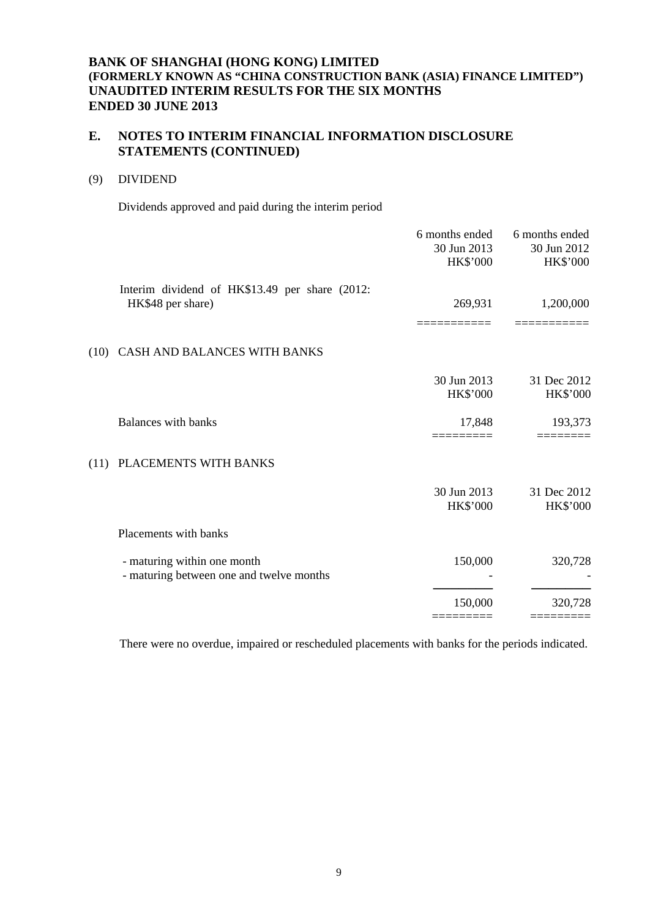**BANK OF SHANGHAI (HONG KONG) LIMITED**
**(FORMERLY KNOWN AS "CHINA CONSTRUCTION BANK (ASIA) FINANCE LIMITED")**
**UNAUDITED INTERIM RESULTS FOR THE SIX MONTHS ENDED 30 JUNE 2013**

## E. NOTES TO INTERIM FINANCIAL INFORMATION DISCLOSURE STATEMENTS (CONTINUED)

### (9) DIVIDEND

Dividends approved and paid during the interim period

| | 6 months ended 30 Jun 2013 HK$'000 | 6 months ended 30 Jun 2012 HK$'000 |
|---|---|---|
| Interim dividend of HK$13.49 per share (2012: HK$48 per share) | 269,931 | 1,200,000 |

### (10) CASH AND BALANCES WITH BANKS

| | 30 Jun 2013 HK$'000 | 31 Dec 2012 HK$'000 |
|---|---|---|
| Balances with banks | 17,848 | 193,373 |

### (11) PLACEMENTS WITH BANKS

| | 30 Jun 2013 HK$'000 | 31 Dec 2012 HK$'000 |
|---|---|---|
| Placements with banks | | |
| - maturing within one month | 150,000 | 320,728 |
| - maturing between one and twelve months | - | - |
| | 150,000 | 320,728 |

There were no overdue, impaired or rescheduled placements with banks for the periods indicated.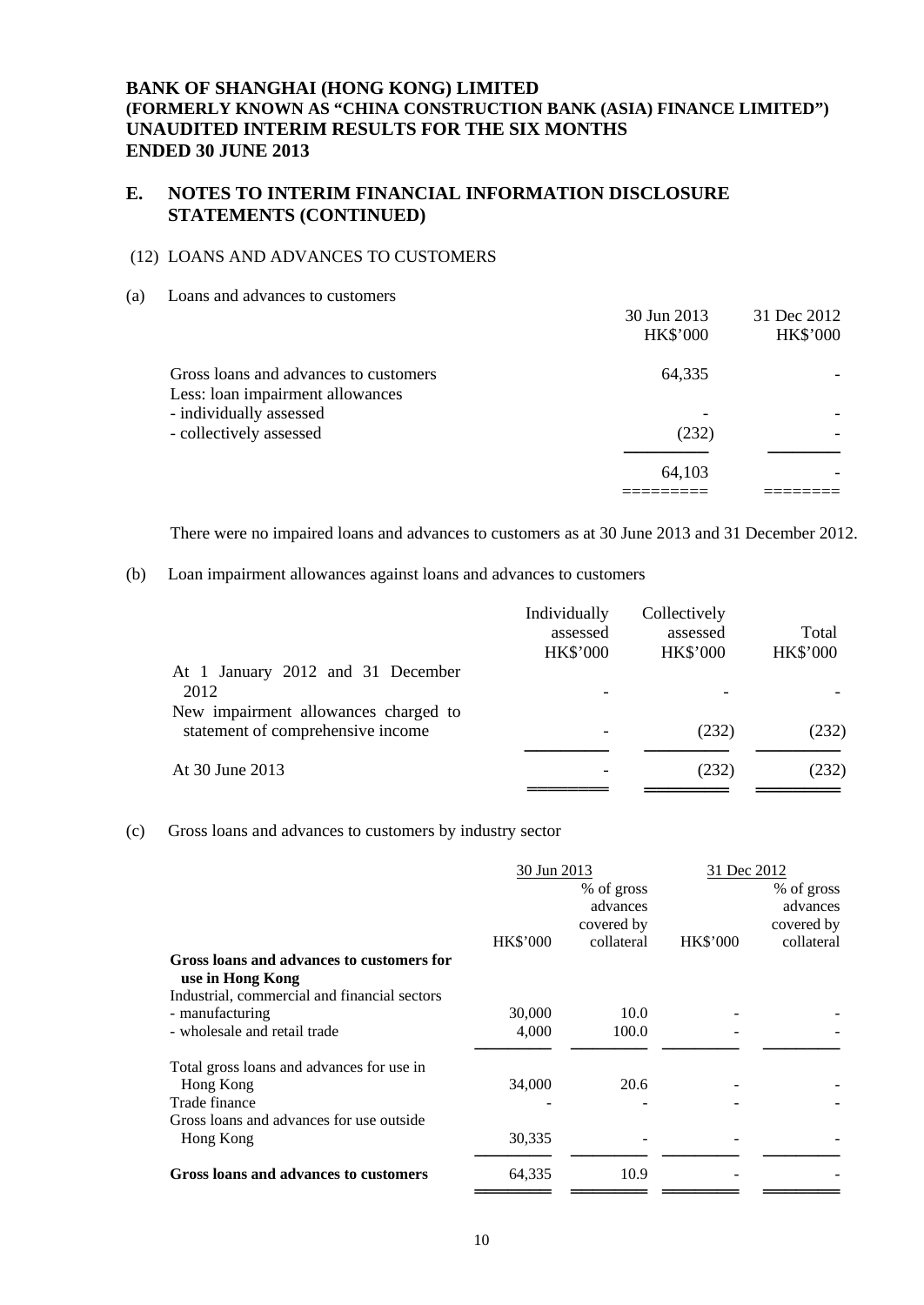**BANK OF SHANGHAI (HONG KONG) LIMITED**
**(FORMERLY KNOWN AS "CHINA CONSTRUCTION BANK (ASIA) FINANCE LIMITED")**
**UNAUDITED INTERIM RESULTS FOR THE SIX MONTHS ENDED 30 JUNE 2013**

## E. NOTES TO INTERIM FINANCIAL INFORMATION DISCLOSURE STATEMENTS (CONTINUED)

### (12) LOANS AND ADVANCES TO CUSTOMERS

(a) Loans and advances to customers

| | 30 Jun 2013 HK$'000 | 31 Dec 2012 HK$'000 |
|---|---|---|
| Gross loans and advances to customers | 64,335 | - |
| Less: loan impairment allowances | | |
| - individually assessed | - | - |
| - collectively assessed | (232) | - |
| | 64,103 | - |

There were no impaired loans and advances to customers as at 30 June 2013 and 31 December 2012.

(b) Loan impairment allowances against loans and advances to customers

| | Individually assessed HK$'000 | Collectively assessed HK$'000 | Total HK$'000 |
|---|---|---|---|
| At 1 January 2012 and 31 December 2012 | - | - | - |
| New impairment allowances charged to statement of comprehensive income | - | (232) | (232) |
| At 30 June 2013 | - | (232) | (232) |

(c) Gross loans and advances to customers by industry sector

| | 30 Jun 2013 | | 31 Dec 2012 | |
|---|---|---|---|---|
| | HK$'000 | % of gross advances covered by collateral | HK$'000 | % of gross advances covered by collateral |
| **Gross loans and advances to customers for use in Hong Kong** | | | | |
| Industrial, commercial and financial sectors | | | | |
| - manufacturing | 30,000 | 10.0 | - | - |
| - wholesale and retail trade | 4,000 | 100.0 | - | - |
| Total gross loans and advances for use in Hong Kong | 34,000 | 20.6 | - | - |
| Trade finance | - | - | - | - |
| Gross loans and advances for use outside Hong Kong | 30,335 | - | - | - |
| **Gross loans and advances to customers** | 64,335 | 10.9 | - | - |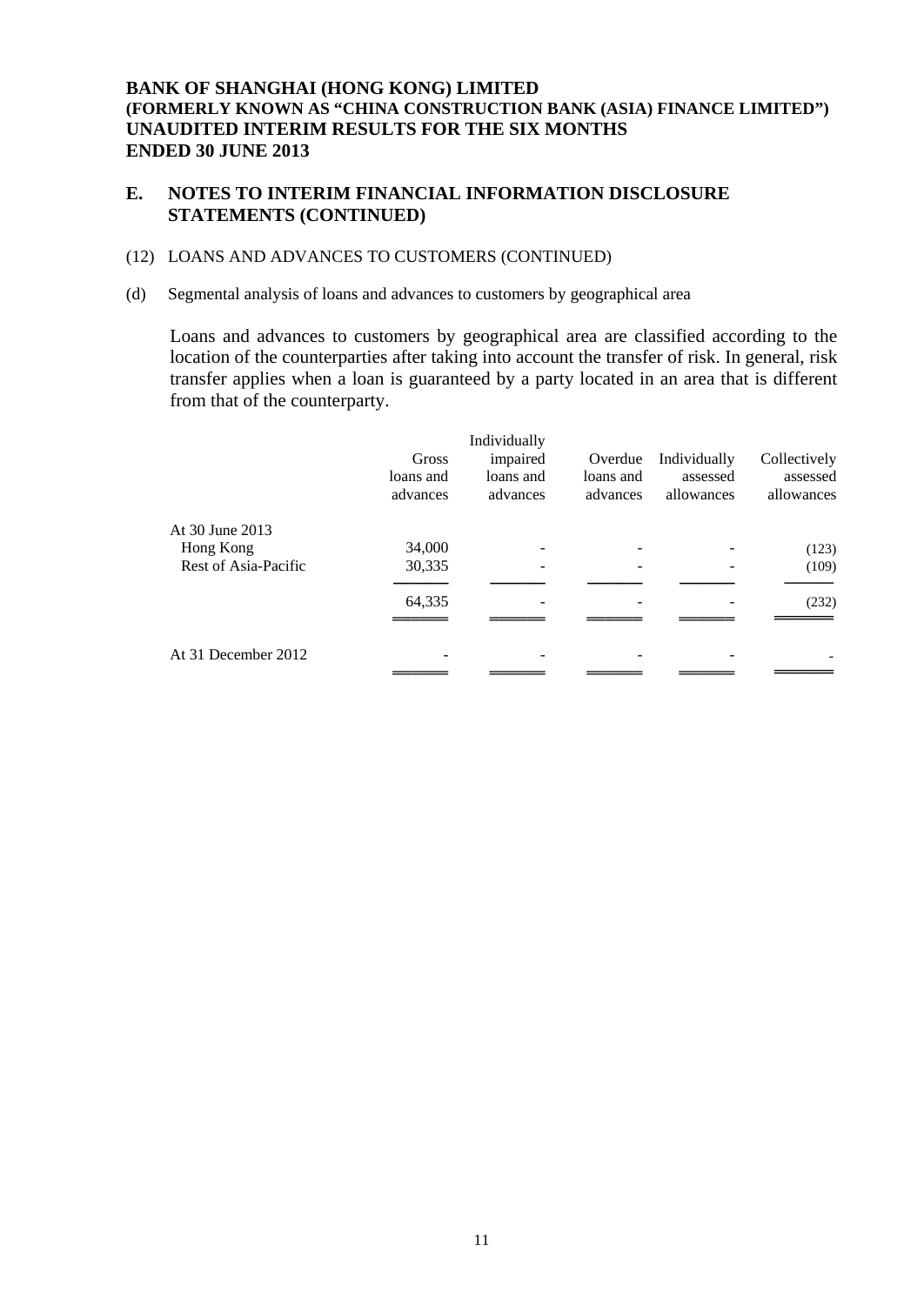**BANK OF SHANGHAI (HONG KONG) LIMITED**
**(FORMERLY KNOWN AS "CHINA CONSTRUCTION BANK (ASIA) FINANCE LIMITED")**
**UNAUDITED INTERIM RESULTS FOR THE SIX MONTHS**
**ENDED 30 JUNE 2013**

## E. NOTES TO INTERIM FINANCIAL INFORMATION DISCLOSURE STATEMENTS (CONTINUED)

(12) LOANS AND ADVANCES TO CUSTOMERS (CONTINUED)

(d) Segmental analysis of loans and advances to customers by geographical area

Loans and advances to customers by geographical area are classified according to the location of the counterparties after taking into account the transfer of risk. In general, risk transfer applies when a loan is guaranteed by a party located in an area that is different from that of the counterparty.

| | Gross loans and advances | Individually impaired loans and advances | Overdue loans and advances | Individually assessed allowances | Collectively assessed allowances |
|---|---|---|---|---|---|
| At 30 June 2013 | | | | | |
| Hong Kong | 34,000 | - | - | - | (123) |
| Rest of Asia-Pacific | 30,335 | - | - | - | (109) |
| | 64,335 | - | - | - | (232) |
| At 31 December 2012 | - | - | - | - | - |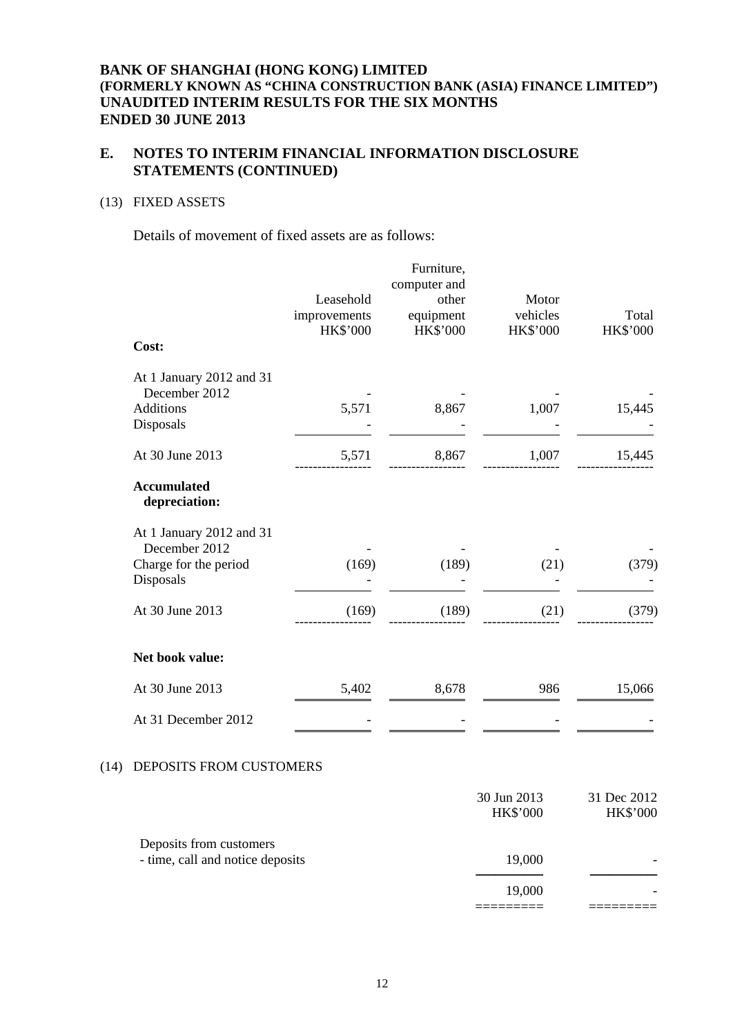**BANK OF SHANGHAI (HONG KONG) LIMITED**
**(FORMERLY KNOWN AS "CHINA CONSTRUCTION BANK (ASIA) FINANCE LIMITED")**
**UNAUDITED INTERIM RESULTS FOR THE SIX MONTHS ENDED 30 JUNE 2013**

## E. NOTES TO INTERIM FINANCIAL INFORMATION DISCLOSURE STATEMENTS (CONTINUED)

### (13) FIXED ASSETS

Details of movement of fixed assets are as follows:

| | Leasehold improvements HK$'000 | Furniture, computer and other equipment HK$'000 | Motor vehicles HK$'000 | Total HK$'000 |
|---|---|---|---|---|
| **Cost:** | | | | |
| At 1 January 2012 and 31 December 2012 | - | - | - | - |
| Additions | 5,571 | 8,867 | 1,007 | 15,445 |
| Disposals | - | - | - | - |
| At 30 June 2013 | 5,571 | 8,867 | 1,007 | 15,445 |
| **Accumulated depreciation:** | | | | |
| At 1 January 2012 and 31 December 2012 | - | - | - | - |
| Charge for the period | (169) | (189) | (21) | (379) |
| Disposals | - | - | - | - |
| At 30 June 2013 | (169) | (189) | (21) | (379) |
| **Net book value:** | | | | |
| At 30 June 2013 | 5,402 | 8,678 | 986 | 15,066 |
| At 31 December 2012 | - | - | - | - |

### (14) DEPOSITS FROM CUSTOMERS

| | 30 Jun 2013 HK$'000 | 31 Dec 2012 HK$'000 |
|---|---|---|
| Deposits from customers | | |
| - time, call and notice deposits | 19,000 | - |
| | 19,000 | - |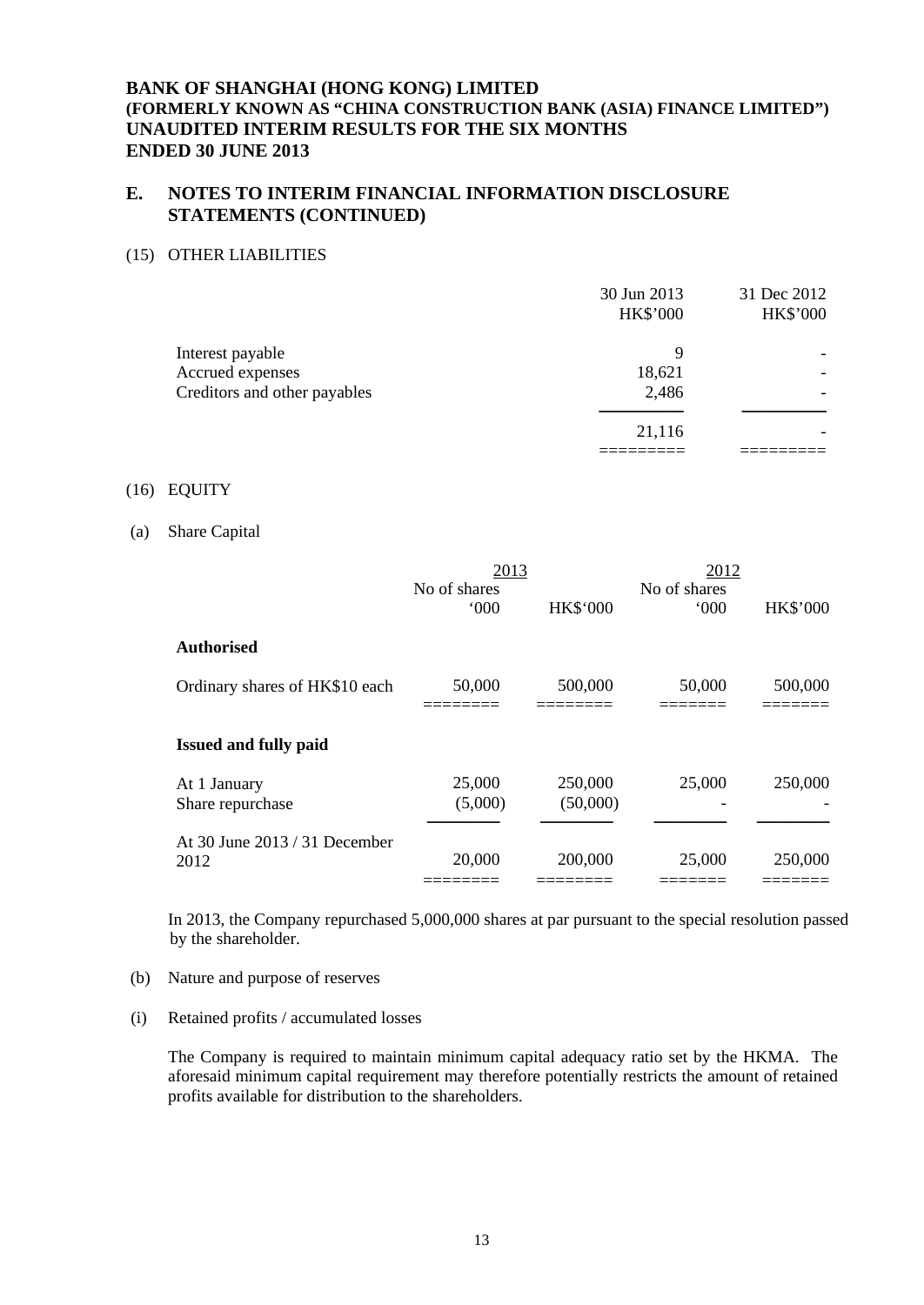**BANK OF SHANGHAI (HONG KONG) LIMITED**
**(FORMERLY KNOWN AS "CHINA CONSTRUCTION BANK (ASIA) FINANCE LIMITED")**
**UNAUDITED INTERIM RESULTS FOR THE SIX MONTHS ENDED 30 JUNE 2013**

## E. NOTES TO INTERIM FINANCIAL INFORMATION DISCLOSURE STATEMENTS (CONTINUED)

### (15) OTHER LIABILITIES

| | 30 Jun 2013 HK$'000 | 31 Dec 2012 HK$'000 |
|---|---|---|
| Interest payable | 9 | - |
| Accrued expenses | 18,621 | - |
| Creditors and other payables | 2,486 | - |
| | 21,116 | - |

### (16) EQUITY

(a) Share Capital

| | 2013 | | 2012 | |
|---|---|---|---|---|
| | No of shares '000 | HK$'000 | No of shares '000 | HK$'000 |
| **Authorised** | | | | |
| Ordinary shares of HK$10 each | 50,000 | 500,000 | 50,000 | 500,000 |
| **Issued and fully paid** | | | | |
| At 1 January | 25,000 | 250,000 | 25,000 | 250,000 |
| Share repurchase | (5,000) | (50,000) | - | - |
| At 30 June 2013 / 31 December 2012 | 20,000 | 200,000 | 25,000 | 250,000 |

In 2013, the Company repurchased 5,000,000 shares at par pursuant to the special resolution passed by the shareholder.

(b) Nature and purpose of reserves

(i) Retained profits / accumulated losses

The Company is required to maintain minimum capital adequacy ratio set by the HKMA. The aforesaid minimum capital requirement may therefore potentially restricts the amount of retained profits available for distribution to the shareholders.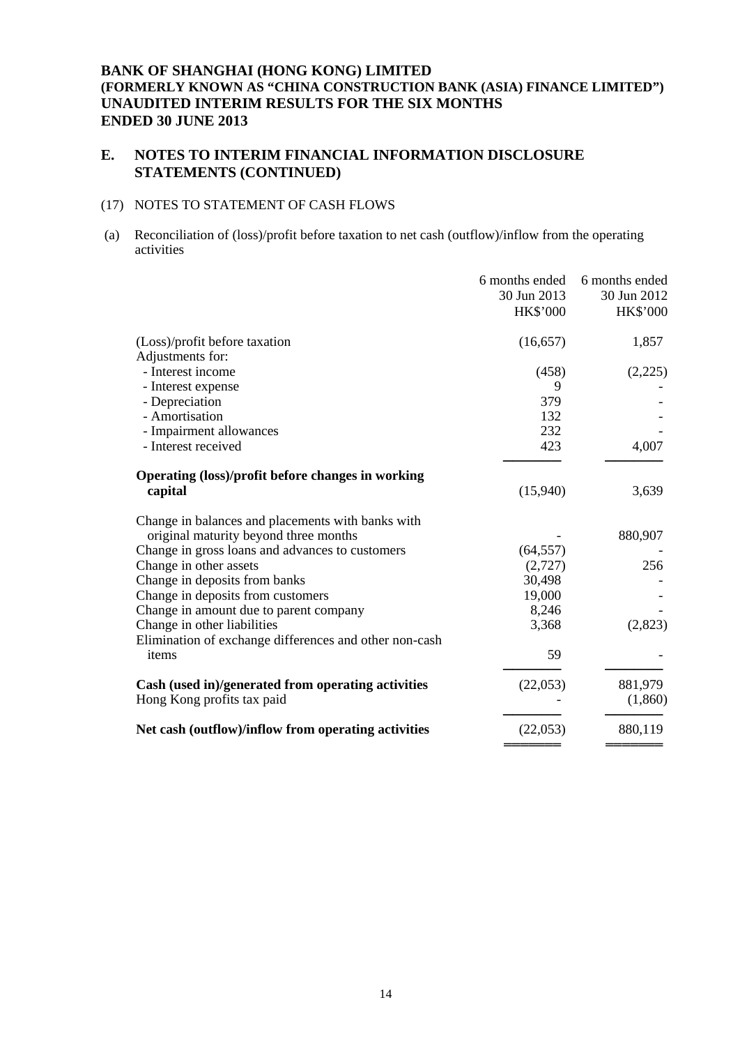# BANK OF SHANGHAI (HONG KONG) LIMITED
# (FORMERLY KNOWN AS "CHINA CONSTRUCTION BANK (ASIA) FINANCE LIMITED")
# UNAUDITED INTERIM RESULTS FOR THE SIX MONTHS ENDED 30 JUNE 2013

## E. NOTES TO INTERIM FINANCIAL INFORMATION DISCLOSURE STATEMENTS (CONTINUED)

### (17) NOTES TO STATEMENT OF CASH FLOWS

(a) Reconciliation of (loss)/profit before taxation to net cash (outflow)/inflow from the operating activities

| | 6 months ended 30 Jun 2013 HK$'000 | 6 months ended 30 Jun 2012 HK$'000 |
|---|---|---|
| (Loss)/profit before taxation | (16,657) | 1,857 |
| Adjustments for: | | |
| - Interest income | (458) | (2,225) |
| - Interest expense | 9 | - |
| - Depreciation | 379 | - |
| - Amortisation | 132 | - |
| - Impairment allowances | 232 | - |
| - Interest received | 423 | 4,007 |
| **Operating (loss)/profit before changes in working capital** | (15,940) | 3,639 |
| Change in balances and placements with banks with original maturity beyond three months | - | 880,907 |
| Change in gross loans and advances to customers | (64,557) | - |
| Change in other assets | (2,727) | 256 |
| Change in deposits from banks | 30,498 | - |
| Change in deposits from customers | 19,000 | - |
| Change in amount due to parent company | 8,246 | - |
| Change in other liabilities | 3,368 | (2,823) |
| Elimination of exchange differences and other non-cash items | 59 | - |
| **Cash (used in)/generated from operating activities** | (22,053) | 881,979 |
| Hong Kong profits tax paid | - | (1,860) |
| **Net cash (outflow)/inflow from operating activities** | (22,053) | 880,119 |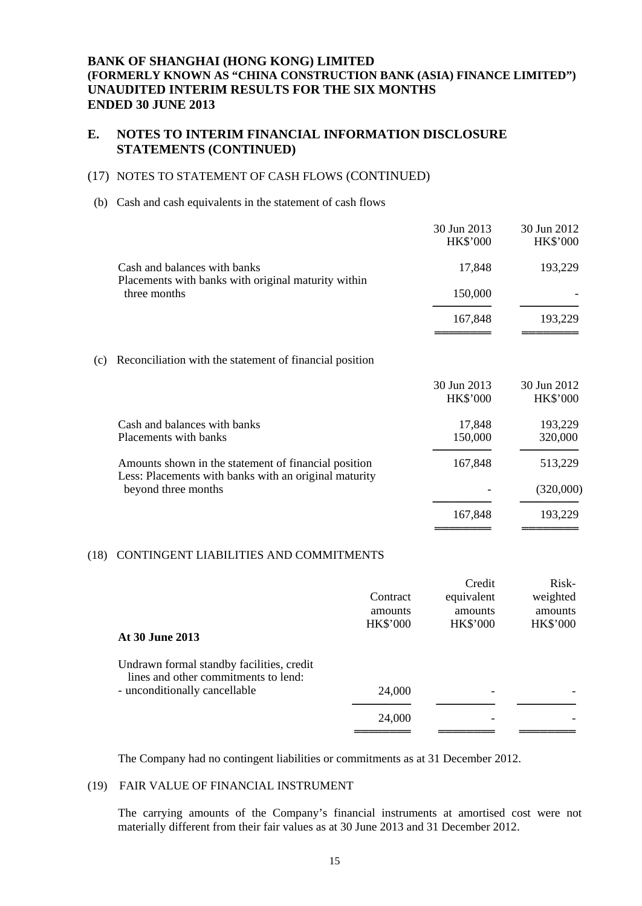# BANK OF SHANGHAI (HONG KONG) LIMITED
# (FORMERLY KNOWN AS "CHINA CONSTRUCTION BANK (ASIA) FINANCE LIMITED")
# UNAUDITED INTERIM RESULTS FOR THE SIX MONTHS ENDED 30 JUNE 2013

## E. NOTES TO INTERIM FINANCIAL INFORMATION DISCLOSURE STATEMENTS (CONTINUED)

### (17) NOTES TO STATEMENT OF CASH FLOWS (CONTINUED)

(b) Cash and cash equivalents in the statement of cash flows

| | 30 Jun 2013 HK$'000 | 30 Jun 2012 HK$'000 |
|---|---|---|
| Cash and balances with banks | 17,848 | 193,229 |
| Placements with banks with original maturity within three months | 150,000 | - |
| | 167,848 | 193,229 |

(c) Reconciliation with the statement of financial position

| | 30 Jun 2013 HK$'000 | 30 Jun 2012 HK$'000 |
|---|---|---|
| Cash and balances with banks | 17,848 | 193,229 |
| Placements with banks | 150,000 | 320,000 |
| Amounts shown in the statement of financial position | 167,848 | 513,229 |
| Less: Placements with banks with an original maturity beyond three months | - | (320,000) |
| | 167,848 | 193,229 |

### (18) CONTINGENT LIABILITIES AND COMMITMENTS

| At 30 June 2013 | Contract amounts HK$'000 | Credit equivalent amounts HK$'000 | Risk-weighted amounts HK$'000 |
|---|---|---|---|
| Undrawn formal standby facilities, credit lines and other commitments to lend: | | | |
| - unconditionally cancellable | 24,000 | - | - |
| | 24,000 | - | - |

The Company had no contingent liabilities or commitments as at 31 December 2012.

### (19) FAIR VALUE OF FINANCIAL INSTRUMENT

The carrying amounts of the Company's financial instruments at amortised cost were not materially different from their fair values as at 30 June 2013 and 31 December 2012.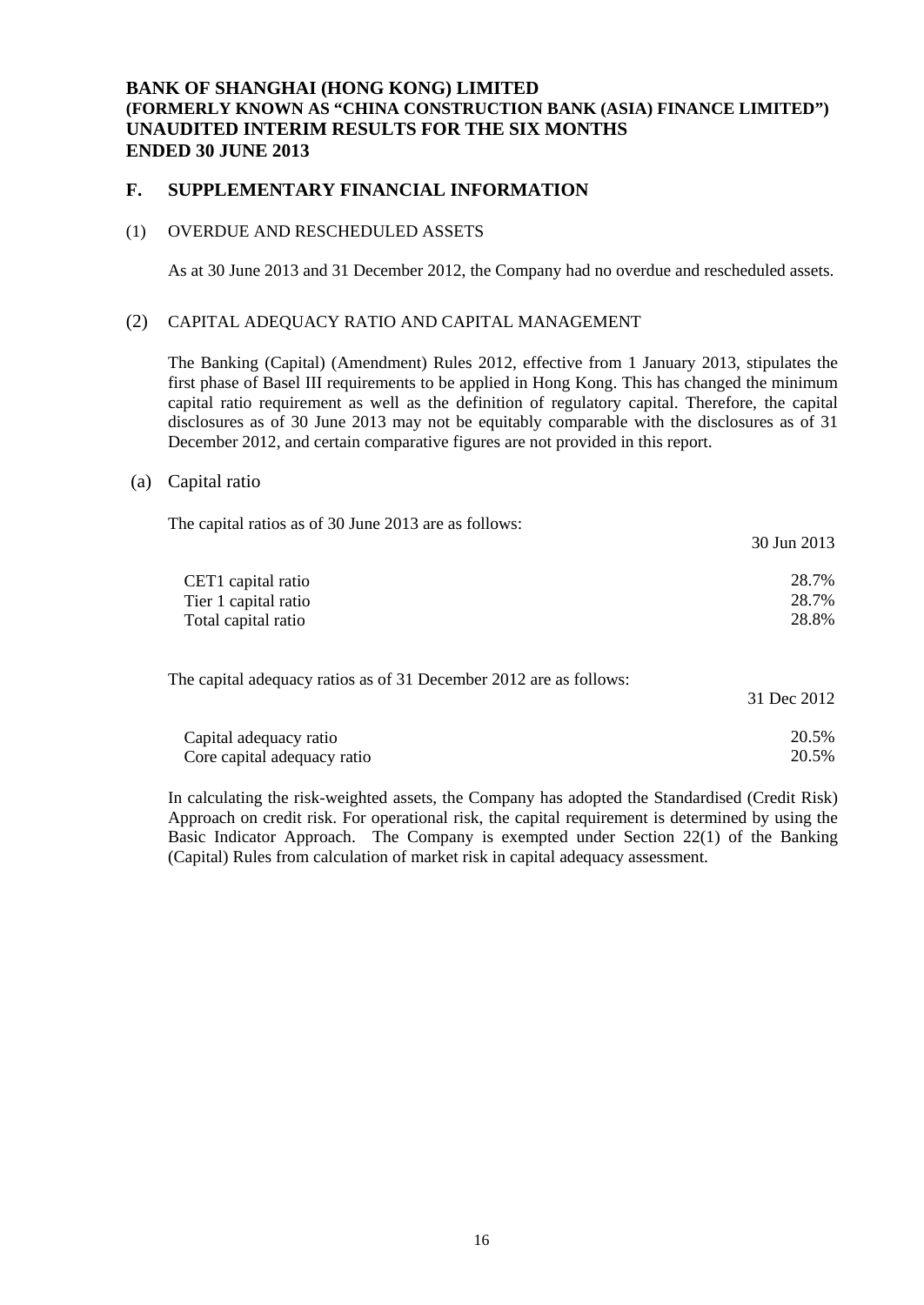**BANK OF SHANGHAI (HONG KONG) LIMITED**
**(FORMERLY KNOWN AS "CHINA CONSTRUCTION BANK (ASIA) FINANCE LIMITED")**
**UNAUDITED INTERIM RESULTS FOR THE SIX MONTHS**
**ENDED 30 JUNE 2013**

## F. SUPPLEMENTARY FINANCIAL INFORMATION

### (1) OVERDUE AND RESCHEDULED ASSETS

As at 30 June 2013 and 31 December 2012, the Company had no overdue and rescheduled assets.

### (2) CAPITAL ADEQUACY RATIO AND CAPITAL MANAGEMENT

The Banking (Capital) (Amendment) Rules 2012, effective from 1 January 2013, stipulates the first phase of Basel III requirements to be applied in Hong Kong. This has changed the minimum capital ratio requirement as well as the definition of regulatory capital. Therefore, the capital disclosures as of 30 June 2013 may not be equitably comparable with the disclosures as of 31 December 2012, and certain comparative figures are not provided in this report.

#### (a) Capital ratio

The capital ratios as of 30 June 2013 are as follows:

| | 30 Jun 2013 |
|---|---|
| CET1 capital ratio | 28.7% |
| Tier 1 capital ratio | 28.7% |
| Total capital ratio | 28.8% |

The capital adequacy ratios as of 31 December 2012 are as follows:

| | 31 Dec 2012 |
|---|---|
| Capital adequacy ratio | 20.5% |
| Core capital adequacy ratio | 20.5% |

In calculating the risk-weighted assets, the Company has adopted the Standardised (Credit Risk) Approach on credit risk. For operational risk, the capital requirement is determined by using the Basic Indicator Approach. The Company is exempted under Section 22(1) of the Banking (Capital) Rules from calculation of market risk in capital adequacy assessment.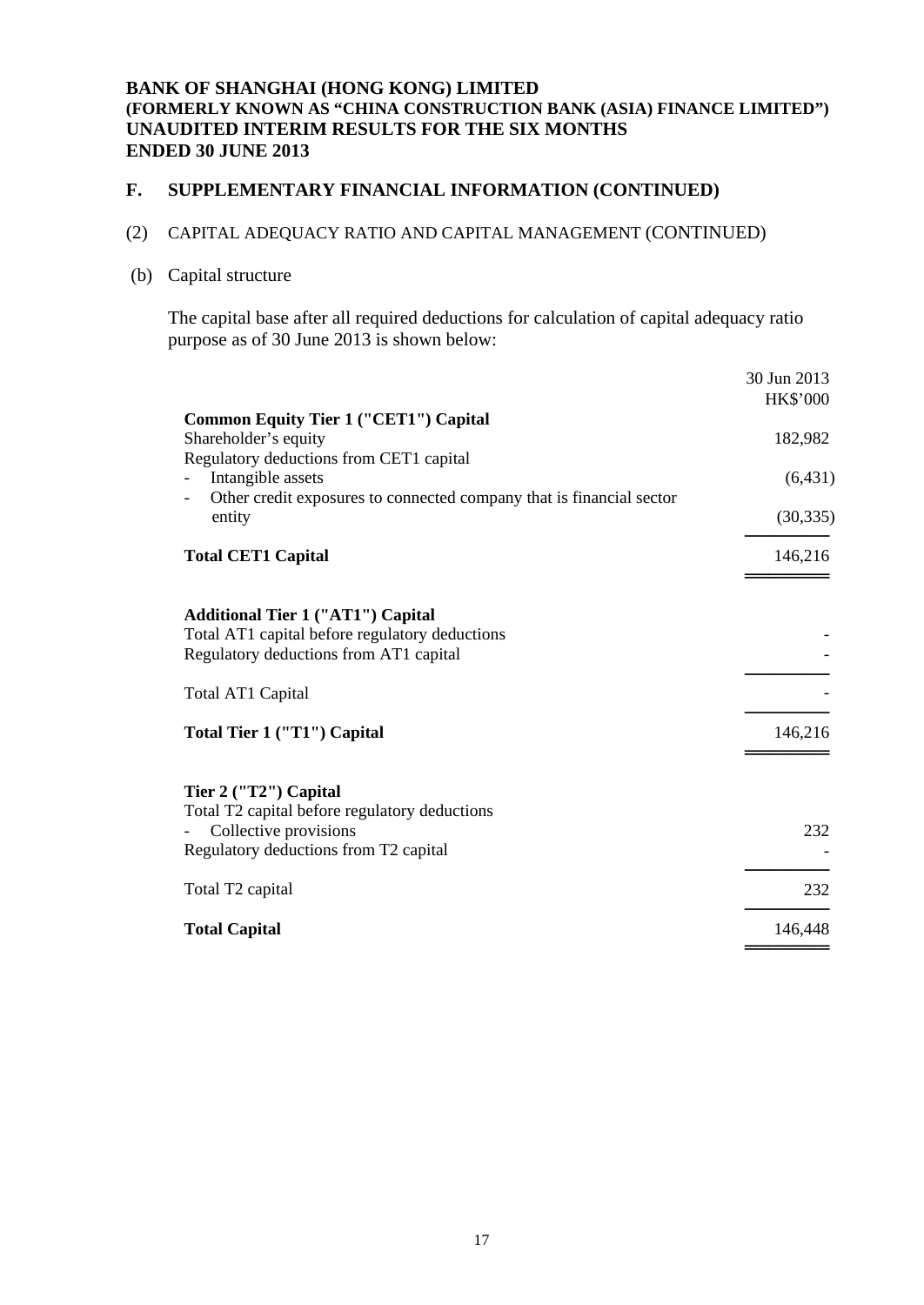**BANK OF SHANGHAI (HONG KONG) LIMITED**
**(FORMERLY KNOWN AS "CHINA CONSTRUCTION BANK (ASIA) FINANCE LIMITED")**
**UNAUDITED INTERIM RESULTS FOR THE SIX MONTHS**
**ENDED 30 JUNE 2013**

## F. SUPPLEMENTARY FINANCIAL INFORMATION (CONTINUED)

### (2) CAPITAL ADEQUACY RATIO AND CAPITAL MANAGEMENT (CONTINUED)

#### (b) Capital structure

The capital base after all required deductions for calculation of capital adequacy ratio purpose as of 30 June 2013 is shown below:

| | 30 Jun 2013 HK$'000 |
|---|---|
| **Common Equity Tier 1 ("CET1") Capital** | |
| Shareholder's equity | 182,982 |
| Regulatory deductions from CET1 capital | |
| - Intangible assets | (6,431) |
| - Other credit exposures to connected company that is financial sector entity | (30,335) |
| **Total CET1 Capital** | 146,216 |
| | |
| **Additional Tier 1 ("AT1") Capital** | |
| Total AT1 capital before regulatory deductions | - |
| Regulatory deductions from AT1 capital | - |
| Total AT1 Capital | - |
| **Total Tier 1 ("T1") Capital** | 146,216 |
| | |
| **Tier 2 ("T2") Capital** | |
| Total T2 capital before regulatory deductions | |
| - Collective provisions | 232 |
| Regulatory deductions from T2 capital | - |
| Total T2 capital | 232 |
| **Total Capital** | 146,448 |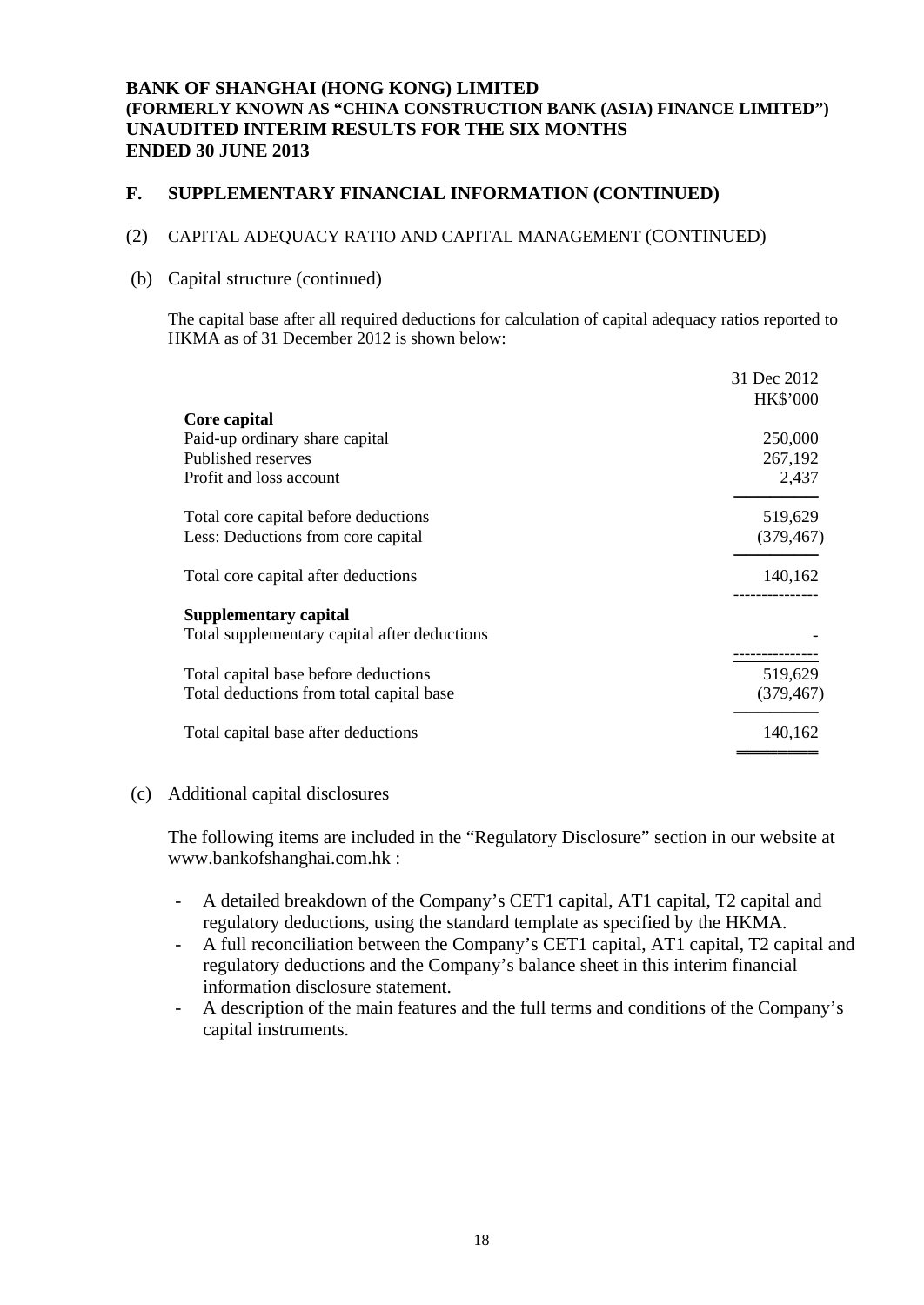**BANK OF SHANGHAI (HONG KONG) LIMITED**
**(FORMERLY KNOWN AS "CHINA CONSTRUCTION BANK (ASIA) FINANCE LIMITED")**
**UNAUDITED INTERIM RESULTS FOR THE SIX MONTHS**
**ENDED 30 JUNE 2013**

## F. SUPPLEMENTARY FINANCIAL INFORMATION (CONTINUED)

### (2) CAPITAL ADEQUACY RATIO AND CAPITAL MANAGEMENT (CONTINUED)

(b) Capital structure (continued)

The capital base after all required deductions for calculation of capital adequacy ratios reported to HKMA as of 31 December 2012 is shown below:

| | 31 Dec 2012 HK$'000 |
|---|---|
| **Core capital** | |
| Paid-up ordinary share capital | 250,000 |
| Published reserves | 267,192 |
| Profit and loss account | 2,437 |
| Total core capital before deductions | 519,629 |
| Less: Deductions from core capital | (379,467) |
| Total core capital after deductions | 140,162 |
| **Supplementary capital** | |
| Total supplementary capital after deductions | - |
| Total capital base before deductions | 519,629 |
| Total deductions from total capital base | (379,467) |
| Total capital base after deductions | 140,162 |

(c) Additional capital disclosures

The following items are included in the "Regulatory Disclosure" section in our website at www.bankofshanghai.com.hk :

- A detailed breakdown of the Company's CET1 capital, AT1 capital, T2 capital and regulatory deductions, using the standard template as specified by the HKMA.
- A full reconciliation between the Company's CET1 capital, AT1 capital, T2 capital and regulatory deductions and the Company's balance sheet in this interim financial information disclosure statement.
- A description of the main features and the full terms and conditions of the Company's capital instruments.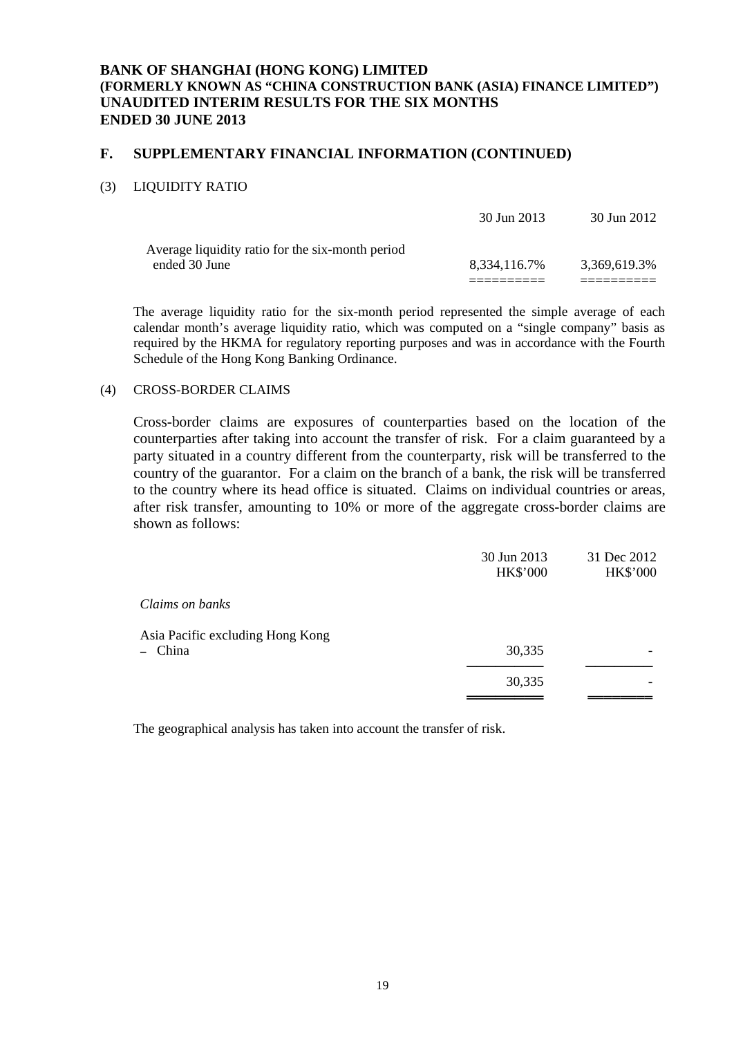**BANK OF SHANGHAI (HONG KONG) LIMITED**
**(FORMERLY KNOWN AS "CHINA CONSTRUCTION BANK (ASIA) FINANCE LIMITED")**
**UNAUDITED INTERIM RESULTS FOR THE SIX MONTHS**
**ENDED 30 JUNE 2013**

## F. SUPPLEMENTARY FINANCIAL INFORMATION (CONTINUED)

### (3) LIQUIDITY RATIO

| | 30 Jun 2013 | 30 Jun 2012 |
|---|---|---|
| Average liquidity ratio for the six-month period ended 30 June | 8,334,116.7% | 3,369,619.3% |

The average liquidity ratio for the six-month period represented the simple average of each calendar month's average liquidity ratio, which was computed on a "single company" basis as required by the HKMA for regulatory reporting purposes and was in accordance with the Fourth Schedule of the Hong Kong Banking Ordinance.

### (4) CROSS-BORDER CLAIMS

Cross-border claims are exposures of counterparties based on the location of the counterparties after taking into account the transfer of risk. For a claim guaranteed by a party situated in a country different from the counterparty, risk will be transferred to the country of the guarantor. For a claim on the branch of a bank, the risk will be transferred to the country where its head office is situated. Claims on individual countries or areas, after risk transfer, amounting to 10% or more of the aggregate cross-border claims are shown as follows:

| | 30 Jun 2013 HK$'000 | 31 Dec 2012 HK$'000 |
|---|---|---|
| *Claims on banks* | | |
| Asia Pacific excluding Hong Kong | | |
| – China | 30,335 | - |
| | 30,335 | - |

The geographical analysis has taken into account the transfer of risk.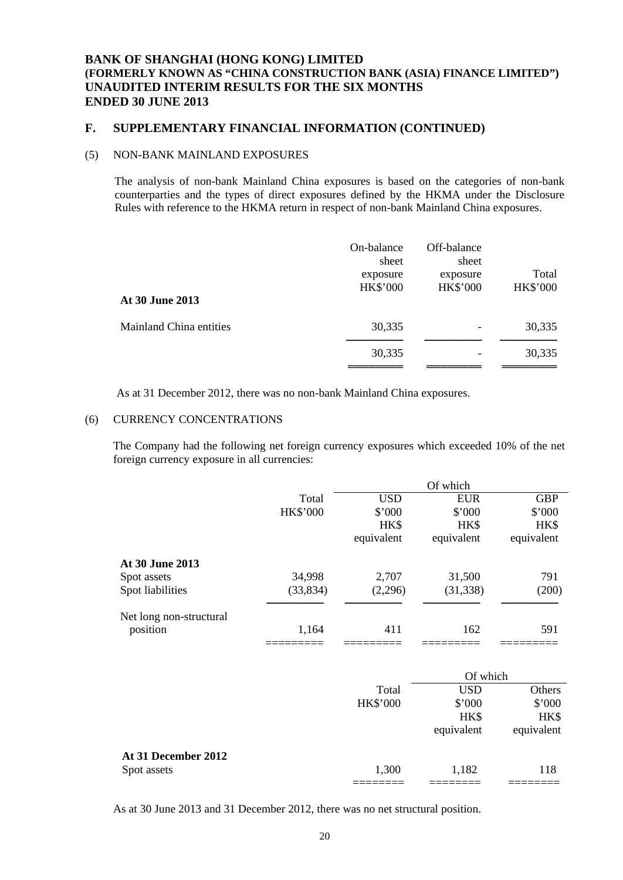**BANK OF SHANGHAI (HONG KONG) LIMITED**
**(FORMERLY KNOWN AS "CHINA CONSTRUCTION BANK (ASIA) FINANCE LIMITED")**
**UNAUDITED INTERIM RESULTS FOR THE SIX MONTHS**
**ENDED 30 JUNE 2013**

## F. SUPPLEMENTARY FINANCIAL INFORMATION (CONTINUED)

### (5) NON-BANK MAINLAND EXPOSURES

The analysis of non-bank Mainland China exposures is based on the categories of non-bank counterparties and the types of direct exposures defined by the HKMA under the Disclosure Rules with reference to the HKMA return in respect of non-bank Mainland China exposures.

| | On-balance sheet exposure HK$'000 | Off-balance sheet exposure HK$'000 | Total HK$'000 |
|---|---|---|---|
| **At 30 June 2013** | | | |
| Mainland China entities | 30,335 | - | 30,335 |
| | 30,335 | - | 30,335 |

As at 31 December 2012, there was no non-bank Mainland China exposures.

### (6) CURRENCY CONCENTRATIONS

The Company had the following net foreign currency exposures which exceeded 10% of the net foreign currency exposure in all currencies:

| | Total | Of which | | |
|---|---|---|---|---|
| | HK$'000 | USD $'000 HK$ equivalent | EUR $'000 HK$ equivalent | GBP $'000 HK$ equivalent |
| **At 30 June 2013** | | | | |
| Spot assets | 34,998 | 2,707 | 31,500 | 791 |
| Spot liabilities | (33,834) | (2,296) | (31,338) | (200) |
| Net long non-structural position | 1,164 | 411 | 162 | 591 |

| | Total | Of which | |
|---|---|---|---|
| | HK$'000 | USD $'000 HK$ equivalent | Others $'000 HK$ equivalent |
| **At 31 December 2012** | | | |
| Spot assets | 1,300 | 1,182 | 118 |

As at 30 June 2013 and 31 December 2012, there was no net structural position.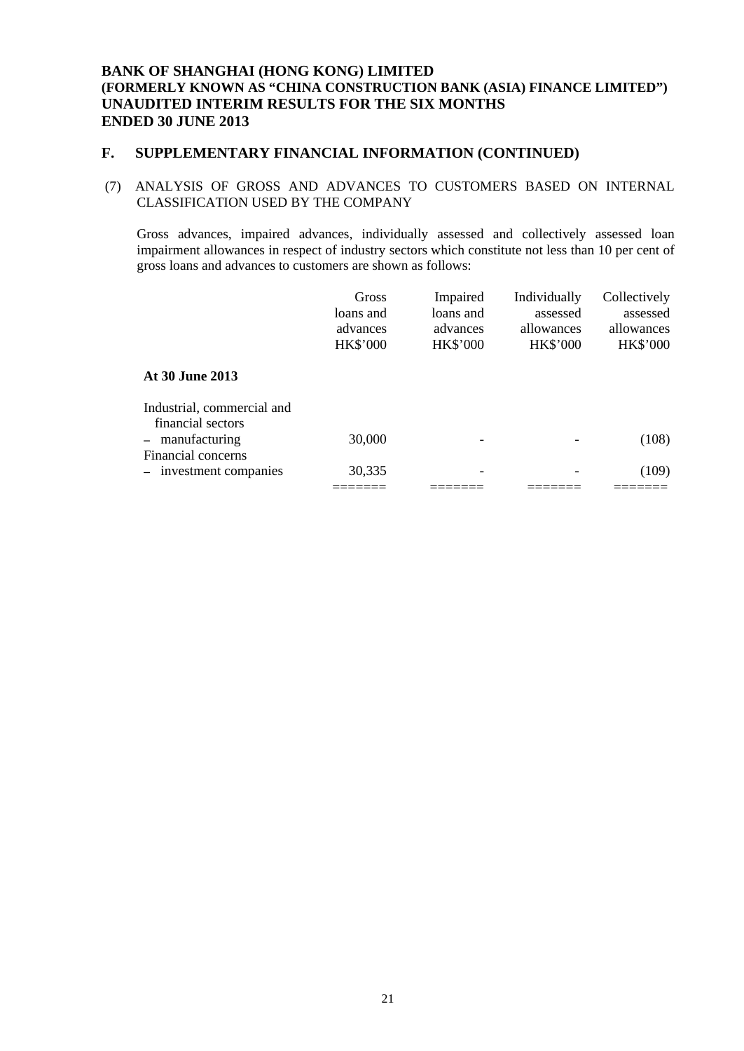# BANK OF SHANGHAI (HONG KONG) LIMITED
## (FORMERLY KNOWN AS "CHINA CONSTRUCTION BANK (ASIA) FINANCE LIMITED")
## UNAUDITED INTERIM RESULTS FOR THE SIX MONTHS ENDED 30 JUNE 2013

## F. SUPPLEMENTARY FINANCIAL INFORMATION (CONTINUED)

(7) ANALYSIS OF GROSS AND ADVANCES TO CUSTOMERS BASED ON INTERNAL CLASSIFICATION USED BY THE COMPANY

Gross advances, impaired advances, individually assessed and collectively assessed loan impairment allowances in respect of industry sectors which constitute not less than 10 per cent of gross loans and advances to customers are shown as follows:

| | Gross loans and advances HK$'000 | Impaired loans and advances HK$'000 | Individually assessed allowances HK$'000 | Collectively assessed allowances HK$'000 |
|---|---|---|---|---|
| **At 30 June 2013** | | | | |
| Industrial, commercial and financial sectors | | | | |
| – manufacturing | 30,000 | - | - | (108) |
| Financial concerns | | | | |
| – investment companies | 30,335 | - | - | (109) |
| | ======= | ======= | ======= | ======= |